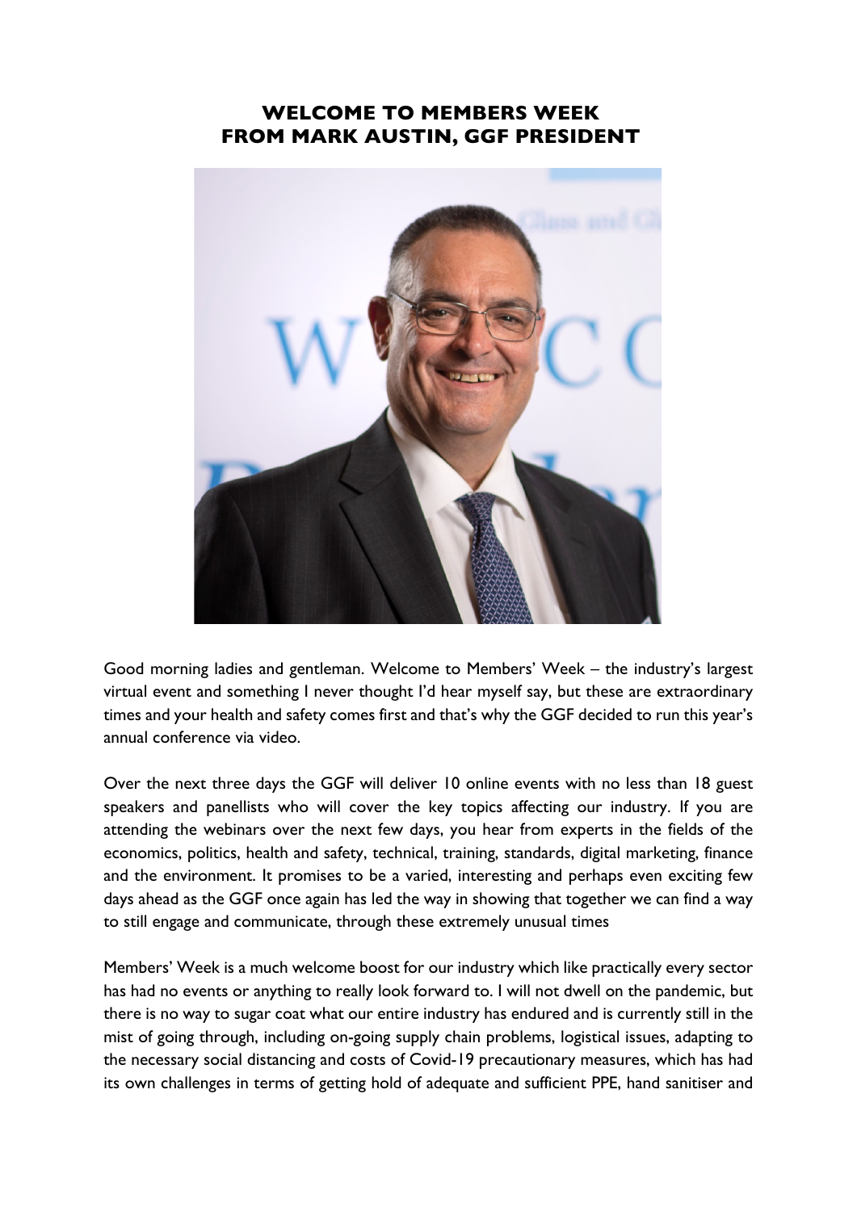# WELCOME TO MEMBERS WEEK
# FROM MARK AUSTIN, GGF PRESIDENT

Good morning ladies and gentleman. Welcome to Members' Week – the industry's largest virtual event and something I never thought I'd hear myself say, but these are extraordinary times and your health and safety comes first and that's why the GGF decided to run this year's annual conference via video.

Over the next three days the GGF will deliver 10 online events with no less than 18 guest speakers and panellists who will cover the key topics affecting our industry. If you are attending the webinars over the next few days, you hear from experts in the fields of the economics, politics, health and safety, technical, training, standards, digital marketing, finance and the environment. It promises to be a varied, interesting and perhaps even exciting few days ahead as the GGF once again has led the way in showing that together we can find a way to still engage and communicate, through these extremely unusual times

Members' Week is a much welcome boost for our industry which like practically every sector has had no events or anything to really look forward to. I will not dwell on the pandemic, but there is no way to sugar coat what our entire industry has endured and is currently still in the mist of going through, including on-going supply chain problems, logistical issues, adapting to the necessary social distancing and costs of Covid-19 precautionary measures, which has had its own challenges in terms of getting hold of adequate and sufficient PPE, hand sanitiser and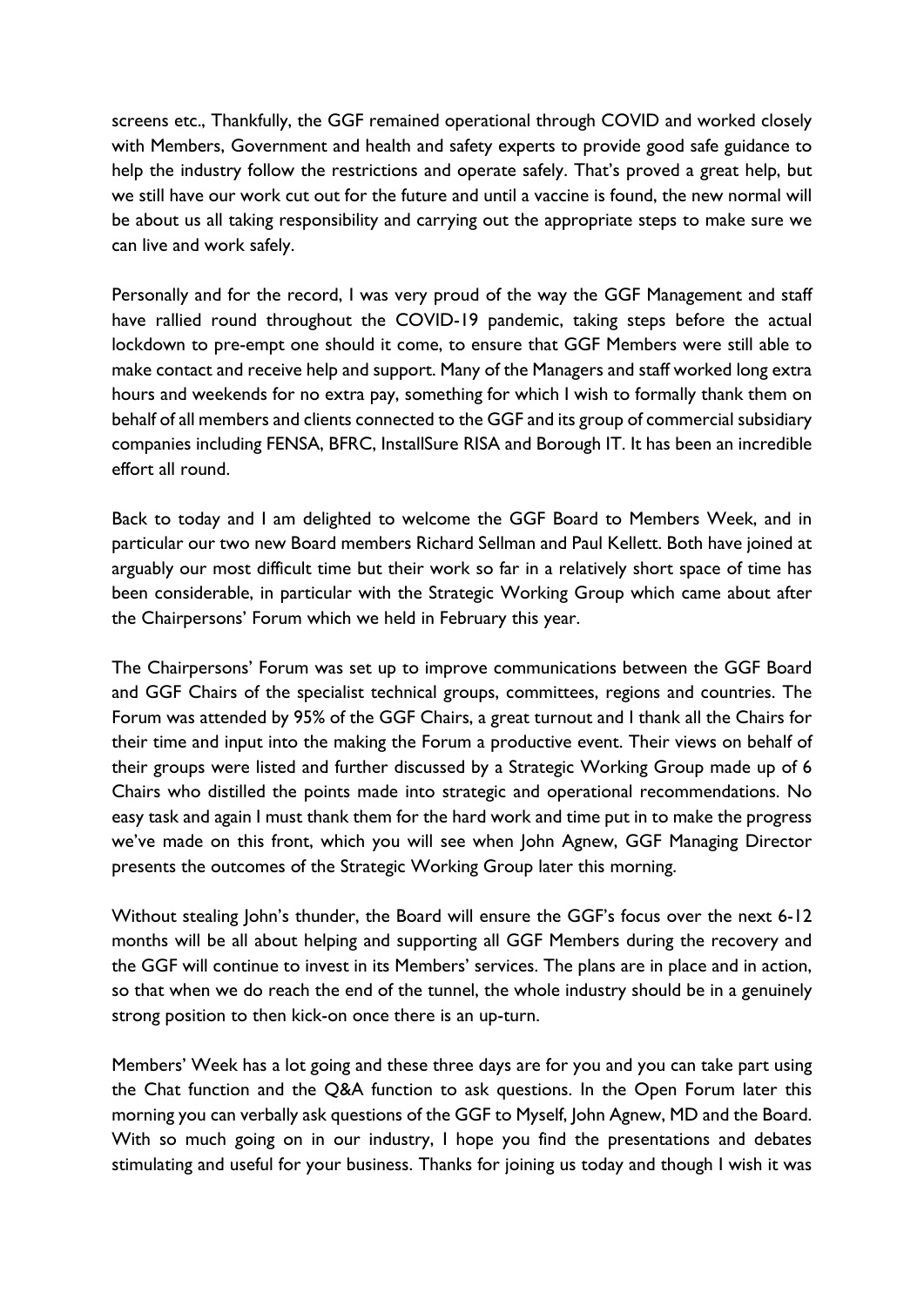screens etc., Thankfully, the GGF remained operational through COVID and worked closely with Members, Government and health and safety experts to provide good safe guidance to help the industry follow the restrictions and operate safely. That's proved a great help, but we still have our work cut out for the future and until a vaccine is found, the new normal will be about us all taking responsibility and carrying out the appropriate steps to make sure we can live and work safely.

Personally and for the record, I was very proud of the way the GGF Management and staff have rallied round throughout the COVID-19 pandemic, taking steps before the actual lockdown to pre-empt one should it come, to ensure that GGF Members were still able to make contact and receive help and support. Many of the Managers and staff worked long extra hours and weekends for no extra pay, something for which I wish to formally thank them on behalf of all members and clients connected to the GGF and its group of commercial subsidiary companies including FENSA, BFRC, InstallSure RISA and Borough IT. It has been an incredible effort all round.

Back to today and I am delighted to welcome the GGF Board to Members Week, and in particular our two new Board members Richard Sellman and Paul Kellett. Both have joined at arguably our most difficult time but their work so far in a relatively short space of time has been considerable, in particular with the Strategic Working Group which came about after the Chairpersons' Forum which we held in February this year.

The Chairpersons' Forum was set up to improve communications between the GGF Board and GGF Chairs of the specialist technical groups, committees, regions and countries. The Forum was attended by 95% of the GGF Chairs, a great turnout and I thank all the Chairs for their time and input into the making the Forum a productive event. Their views on behalf of their groups were listed and further discussed by a Strategic Working Group made up of 6 Chairs who distilled the points made into strategic and operational recommendations. No easy task and again I must thank them for the hard work and time put in to make the progress we've made on this front, which you will see when John Agnew, GGF Managing Director presents the outcomes of the Strategic Working Group later this morning.

Without stealing John's thunder, the Board will ensure the GGF's focus over the next 6-12 months will be all about helping and supporting all GGF Members during the recovery and the GGF will continue to invest in its Members' services. The plans are in place and in action, so that when we do reach the end of the tunnel, the whole industry should be in a genuinely strong position to then kick-on once there is an up-turn.

Members' Week has a lot going and these three days are for you and you can take part using the Chat function and the Q&A function to ask questions. In the Open Forum later this morning you can verbally ask questions of the GGF to Myself, John Agnew, MD and the Board. With so much going on in our industry, I hope you find the presentations and debates stimulating and useful for your business. Thanks for joining us today and though I wish it was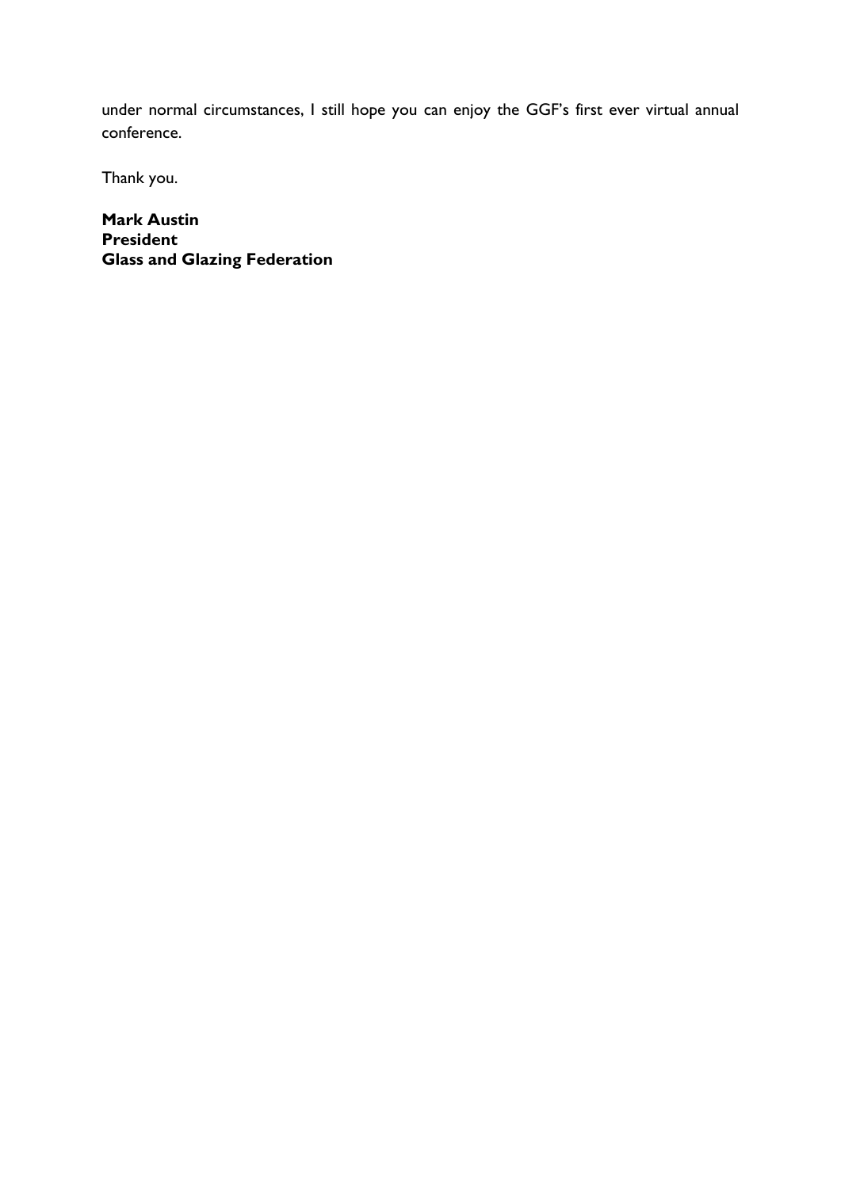under normal circumstances, I still hope you can enjoy the GGF's first ever virtual annual conference.

Thank you.

**Mark Austin**
**President**
**Glass and Glazing Federation**